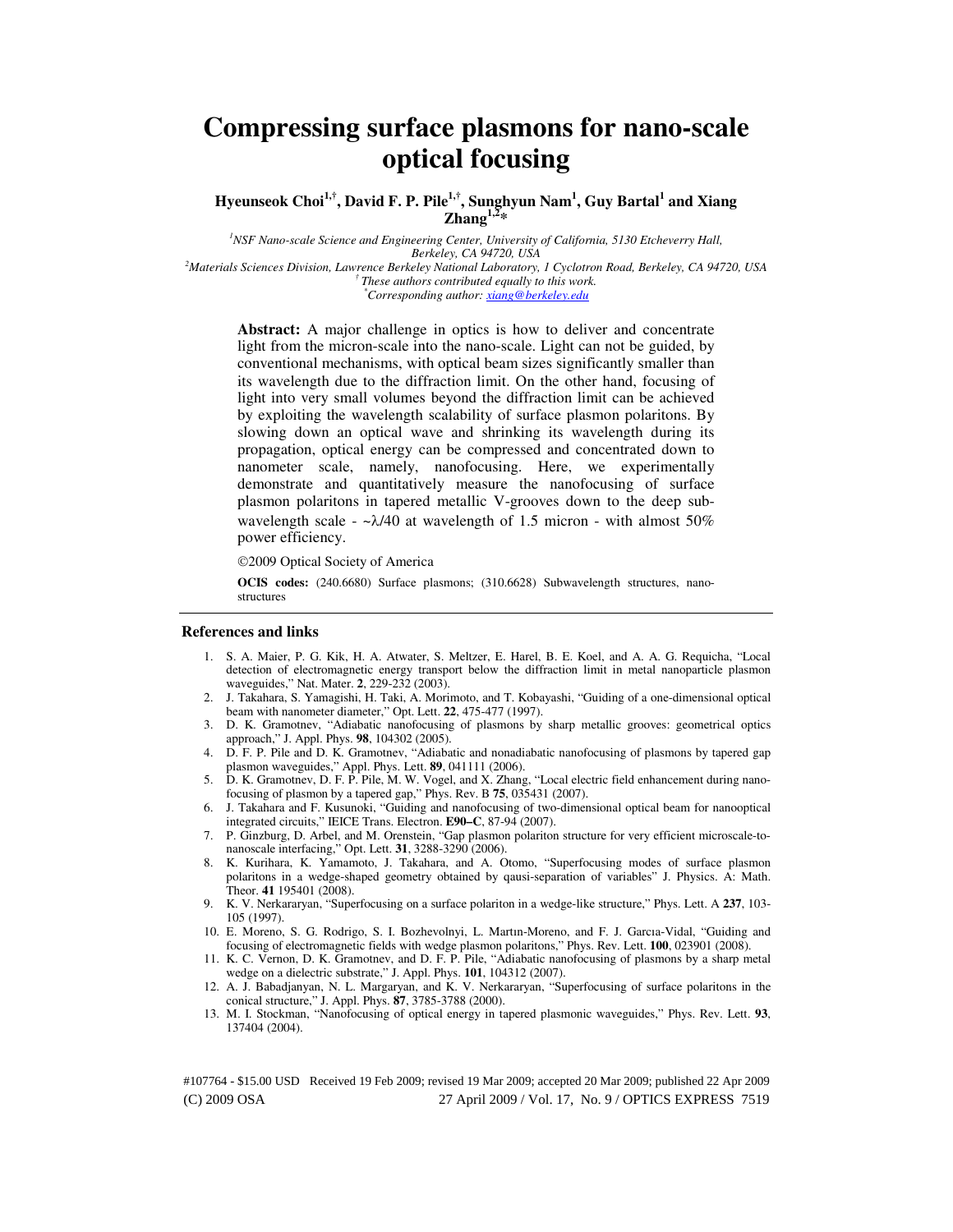# Compressing surface plasmons for nano-scale optical focusing

**Hyeunseok Choi[1,†], David F. P. Pile[1,†], Sunghyun Nam[1], Guy Bartal[1] and Xiang Zhang[1,2]***

[1]*NSF Nano-scale Science and Engineering Center, University of California, 5130 Etcheverry Hall, Berkeley, CA 94720, USA*
[2]*Materials Sciences Division, Lawrence Berkeley National Laboratory, 1 Cyclotron Road, Berkeley, CA 94720, USA*
[†]*These authors contributed equally to this work.*
[*]*Corresponding author: xiang@berkeley.edu*

**Abstract:** A major challenge in optics is how to deliver and concentrate light from the micron-scale into the nano-scale. Light can not be guided, by conventional mechanisms, with optical beam sizes significantly smaller than its wavelength due to the diffraction limit. On the other hand, focusing of light into very small volumes beyond the diffraction limit can be achieved by exploiting the wavelength scalability of surface plasmon polaritons. By slowing down an optical wave and shrinking its wavelength during its propagation, optical energy can be compressed and concentrated down to nanometer scale, namely, nanofocusing. Here, we experimentally demonstrate and quantitatively measure the nanofocusing of surface plasmon polaritons in tapered metallic V-grooves down to the deep sub-wavelength scale - ~λ/40 at wavelength of 1.5 micron - with almost 50% power efficiency.

©2009 Optical Society of America

**OCIS codes:** (240.6680) Surface plasmons; (310.6628) Subwavelength structures, nano-structures

### References and links

1. S. A. Maier, P. G. Kik, H. A. Atwater, S. Meltzer, E. Harel, B. E. Koel, and A. A. G. Requicha, "Local detection of electromagnetic energy transport below the diffraction limit in metal nanoparticle plasmon waveguides," Nat. Mater. **2**, 229-232 (2003).
2. J. Takahara, S. Yamagishi, H. Taki, A. Morimoto, and T. Kobayashi, "Guiding of a one-dimensional optical beam with nanometer diameter," Opt. Lett. **22**, 475-477 (1997).
3. D. K. Gramotnev, "Adiabatic nanofocusing of plasmons by sharp metallic grooves: geometrical optics approach," J. Appl. Phys. **98**, 104302 (2005).
4. D. F. P. Pile and D. K. Gramotnev, "Adiabatic and nonadiabatic nanofocusing of plasmons by tapered gap plasmon waveguides," Appl. Phys. Lett. **89**, 041111 (2006).
5. D. K. Gramotnev, D. F. P. Pile, M. W. Vogel, and X. Zhang, "Local electric field enhancement during nano-focusing of plasmon by a tapered gap," Phys. Rev. B **75**, 035431 (2007).
6. J. Takahara and F. Kusunoki, "Guiding and nanofocusing of two-dimensional optical beam for nanooptical integrated circuits," IEICE Trans. Electron. **E90–C**, 87-94 (2007).
7. P. Ginzburg, D. Arbel, and M. Orenstein, "Gap plasmon polariton structure for very efficient microscale-to-nanoscale interfacing," Opt. Lett. **31**, 3288-3290 (2006).
8. K. Kurihara, K. Yamamoto, J. Takahara, and A. Otomo, "Superfocusing modes of surface plasmon polaritons in a wedge-shaped geometry obtained by qausi-separation of variables" J. Physics. A: Math. Theor. **41** 195401 (2008).
9. K. V. Nerkararyan, "Superfocusing on a surface polariton in a wedge-like structure," Phys. Lett. A **237**, 103-105 (1997).
10. E. Moreno, S. G. Rodrigo, S. I. Bozhevolnyi, L. Martın-Moreno, and F. J. Garcıa-Vidal, "Guiding and focusing of electromagnetic fields with wedge plasmon polaritons," Phys. Rev. Lett. **100**, 023901 (2008).
11. K. C. Vernon, D. K. Gramotnev, and D. F. P. Pile, "Adiabatic nanofocusing of plasmons by a sharp metal wedge on a dielectric substrate," J. Appl. Phys. **101**, 104312 (2007).
12. A. J. Babadjanyan, N. L. Margaryan, and K. V. Nerkararyan, "Superfocusing of surface polaritons in the conical structure," J. Appl. Phys. **87**, 3785-3788 (2000).
13. M. I. Stockman, "Nanofocusing of optical energy in tapered plasmonic waveguides," Phys. Rev. Lett. **93**, 137404 (2004).

#107764 - $15.00 USD Received 19 Feb 2009; revised 19 Mar 2009; accepted 20 Mar 2009; published 22 Apr 2009
(C) 2009 OSA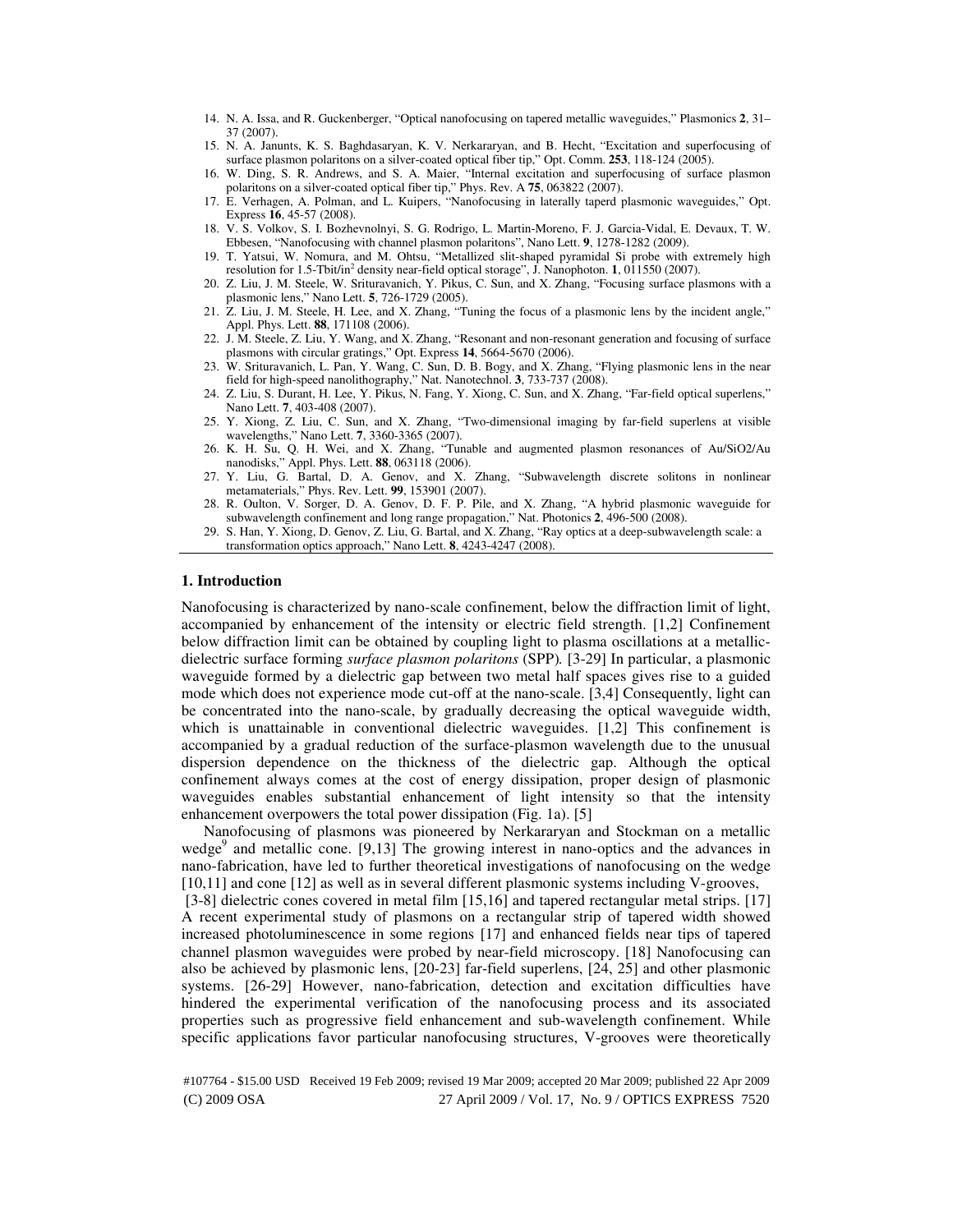14. N. A. Issa, and R. Guckenberger, "Optical nanofocusing on tapered metallic waveguides," Plasmonics **2**, 31–37 (2007).
15. N. A. Janunts, K. S. Baghdasaryan, K. V. Nerkararyan, and B. Hecht, "Excitation and superfocusing of surface plasmon polaritons on a silver-coated optical fiber tip," Opt. Comm. **253**, 118-124 (2005).
16. W. Ding, S. R. Andrews, and S. A. Maier, "Internal excitation and superfocusing of surface plasmon polaritons on a silver-coated optical fiber tip," Phys. Rev. A **75**, 063822 (2007).
17. E. Verhagen, A. Polman, and L. Kuipers, "Nanofocusing in laterally taperd plasmonic waveguides," Opt. Express **16**, 45-57 (2008).
18. V. S. Volkov, S. I. Bozhevnolnyi, S. G. Rodrigo, L. Martin-Moreno, F. J. Garcia-Vidal, E. Devaux, T. W. Ebbesen, "Nanofocusing with channel plasmon polaritons", Nano Lett. **9**, 1278-1282 (2009).
19. T. Yatsui, W. Nomura, and M. Ohtsu, "Metallized slit-shaped pyramidal Si probe with extremely high resolution for 1.5-Tbit/in$^2$ density near-field optical storage", J. Nanophoton. **1**, 011550 (2007).
20. Z. Liu, J. M. Steele, W. Srituravanich, Y. Pikus, C. Sun, and X. Zhang, "Focusing surface plasmons with a plasmonic lens," Nano Lett. **5**, 726-1729 (2005).
21. Z. Liu, J. M. Steele, H. Lee, and X. Zhang, "Tuning the focus of a plasmonic lens by the incident angle," Appl. Phys. Lett. **88**, 171108 (2006).
22. J. M. Steele, Z. Liu, Y. Wang, and X. Zhang, "Resonant and non-resonant generation and focusing of surface plasmons with circular gratings," Opt. Express **14**, 5664-5670 (2006).
23. W. Srituravanich, L. Pan, Y. Wang, C. Sun, D. B. Bogy, and X. Zhang, "Flying plasmonic lens in the near field for high-speed nanolithography," Nat. Nanotechnol. **3**, 733-737 (2008).
24. Z. Liu, S. Durant, H. Lee, Y. Pikus, N. Fang, Y. Xiong, C. Sun, and X. Zhang, "Far-field optical superlens," Nano Lett. **7**, 403-408 (2007).
25. Y. Xiong, Z. Liu, C. Sun, and X. Zhang, "Two-dimensional imaging by far-field superlens at visible wavelengths," Nano Lett. **7**, 3360-3365 (2007).
26. K. H. Su, Q. H. Wei, and X. Zhang, "Tunable and augmented plasmon resonances of Au/SiO2/Au nanodisks," Appl. Phys. Lett. **88**, 063118 (2006).
27. Y. Liu, G. Bartal, D. A. Genov, and X. Zhang, "Subwavelength discrete solitons in nonlinear metamaterials," Phys. Rev. Lett. **99**, 153901 (2007).
28. R. Oulton, V. Sorger, D. A. Genov, D. F. P. Pile, and X. Zhang, "A hybrid plasmonic waveguide for subwavelength confinement and long range propagation," Nat. Photonics **2**, 496-500 (2008).
29. S. Han, Y. Xiong, D. Genov, Z. Liu, G. Bartal, and X. Zhang, "Ray optics at a deep-subwavelength scale: a transformation optics approach," Nano Lett. **8**, 4243-4247 (2008).

## 1. Introduction

Nanofocusing is characterized by nano-scale confinement, below the diffraction limit of light, accompanied by enhancement of the intensity or electric field strength. [1,2] Confinement below diffraction limit can be obtained by coupling light to plasma oscillations at a metallic-dielectric surface forming *surface plasmon polaritons* (SPP). [3-29] In particular, a plasmonic waveguide formed by a dielectric gap between two metal half spaces gives rise to a guided mode which does not experience mode cut-off at the nano-scale. [3,4] Consequently, light can be concentrated into the nano-scale, by gradually decreasing the optical waveguide width, which is unattainable in conventional dielectric waveguides. [1,2] This confinement is accompanied by a gradual reduction of the surface-plasmon wavelength due to the unusual dispersion dependence on the thickness of the dielectric gap. Although the optical confinement always comes at the cost of energy dissipation, proper design of plasmonic waveguides enables substantial enhancement of light intensity so that the intensity enhancement overpowers the total power dissipation (Fig. 1a). [5]

Nanofocusing of plasmons was pioneered by Nerkararyan and Stockman on a metallic wedge[9] and metallic cone. [9,13] The growing interest in nano-optics and the advances in nano-fabrication, have led to further theoretical investigations of nanofocusing on the wedge [10,11] and cone [12] as well as in several different plasmonic systems including V-grooves, [3-8] dielectric cones covered in metal film [15,16] and tapered rectangular metal strips. [17] A recent experimental study of plasmons on a rectangular strip of tapered width showed increased photoluminescence in some regions [17] and enhanced fields near tips of tapered channel plasmon waveguides were probed by near-field microscopy. [18] Nanofocusing can also be achieved by plasmonic lens, [20-23] far-field superlens, [24, 25] and other plasmonic systems. [26-29] However, nano-fabrication, detection and excitation difficulties have hindered the experimental verification of the nanofocusing process and its associated properties such as progressive field enhancement and sub-wavelength confinement. While specific applications favor particular nanofocusing structures, V-grooves were theoretically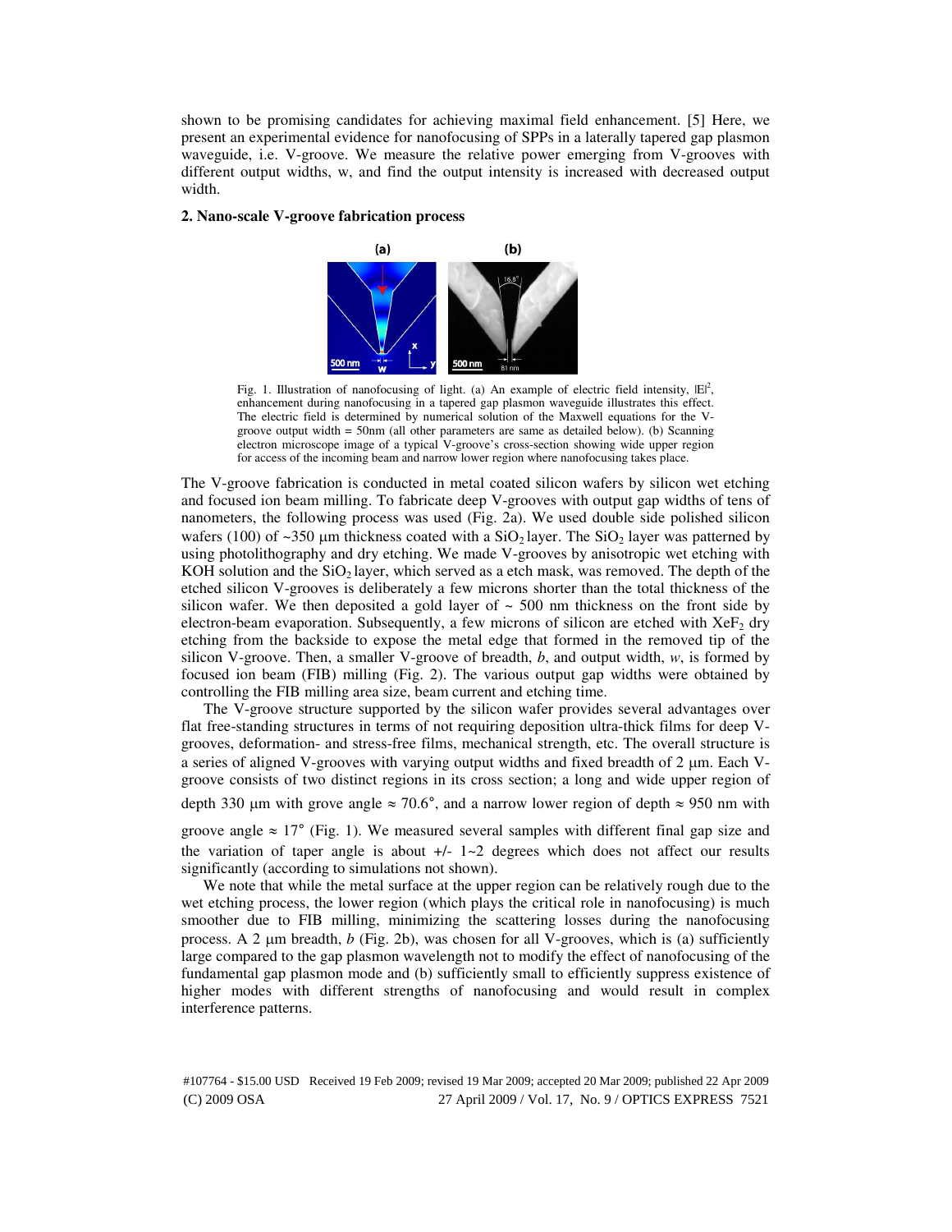shown to be promising candidates for achieving maximal field enhancement. [5] Here, we present an experimental evidence for nanofocusing of SPPs in a laterally tapered gap plasmon waveguide, i.e. V-groove. We measure the relative power emerging from V-grooves with different output widths, w, and find the output intensity is increased with decreased output width.

## 2. Nano-scale V-groove fabrication process

Fig. 1. Illustration of nanofocusing of light. (a) An example of electric field intensity, $|E|^2$, enhancement during nanofocusing in a tapered gap plasmon waveguide illustrates this effect. The electric field is determined by numerical solution of the Maxwell equations for the V-groove output width = 50nm (all other parameters are same as detailed below). (b) Scanning electron microscope image of a typical V-groove's cross-section showing wide upper region for access of the incoming beam and narrow lower region where nanofocusing takes place.

The V-groove fabrication is conducted in metal coated silicon wafers by silicon wet etching and focused ion beam milling. To fabricate deep V-grooves with output gap widths of tens of nanometers, the following process was used (Fig. 2a). We used double side polished silicon wafers (100) of ~350 μm thickness coated with a $SiO_2$ layer. The $SiO_2$ layer was patterned by using photolithography and dry etching. We made V-grooves by anisotropic wet etching with KOH solution and the $SiO_2$ layer, which served as a etch mask, was removed. The depth of the etched silicon V-grooves is deliberately a few microns shorter than the total thickness of the silicon wafer. We then deposited a gold layer of ~ 500 nm thickness on the front side by electron-beam evaporation. Subsequently, a few microns of silicon are etched with $XeF_2$ dry etching from the backside to expose the metal edge that formed in the removed tip of the silicon V-groove. Then, a smaller V-groove of breadth, *b*, and output width, *w*, is formed by focused ion beam (FIB) milling (Fig. 2). The various output gap widths were obtained by controlling the FIB milling area size, beam current and etching time.

The V-groove structure supported by the silicon wafer provides several advantages over flat free-standing structures in terms of not requiring deposition ultra-thick films for deep V-grooves, deformation- and stress-free films, mechanical strength, etc. The overall structure is a series of aligned V-grooves with varying output widths and fixed breadth of 2 μm. Each V-groove consists of two distinct regions in its cross section; a long and wide upper region of depth 330 μm with grove angle ≈ 70.6°, and a narrow lower region of depth ≈ 950 nm with groove angle ≈ 17° (Fig. 1). We measured several samples with different final gap size and the variation of taper angle is about +/- 1~2 degrees which does not affect our results significantly (according to simulations not shown).

We note that while the metal surface at the upper region can be relatively rough due to the wet etching process, the lower region (which plays the critical role in nanofocusing) is much smoother due to FIB milling, minimizing the scattering losses during the nanofocusing process. A 2 μm breadth, *b* (Fig. 2b), was chosen for all V-grooves, which is (a) sufficiently large compared to the gap plasmon wavelength not to modify the effect of nanofocusing of the fundamental gap plasmon mode and (b) sufficiently small to efficiently suppress existence of higher modes with different strengths of nanofocusing and would result in complex interference patterns.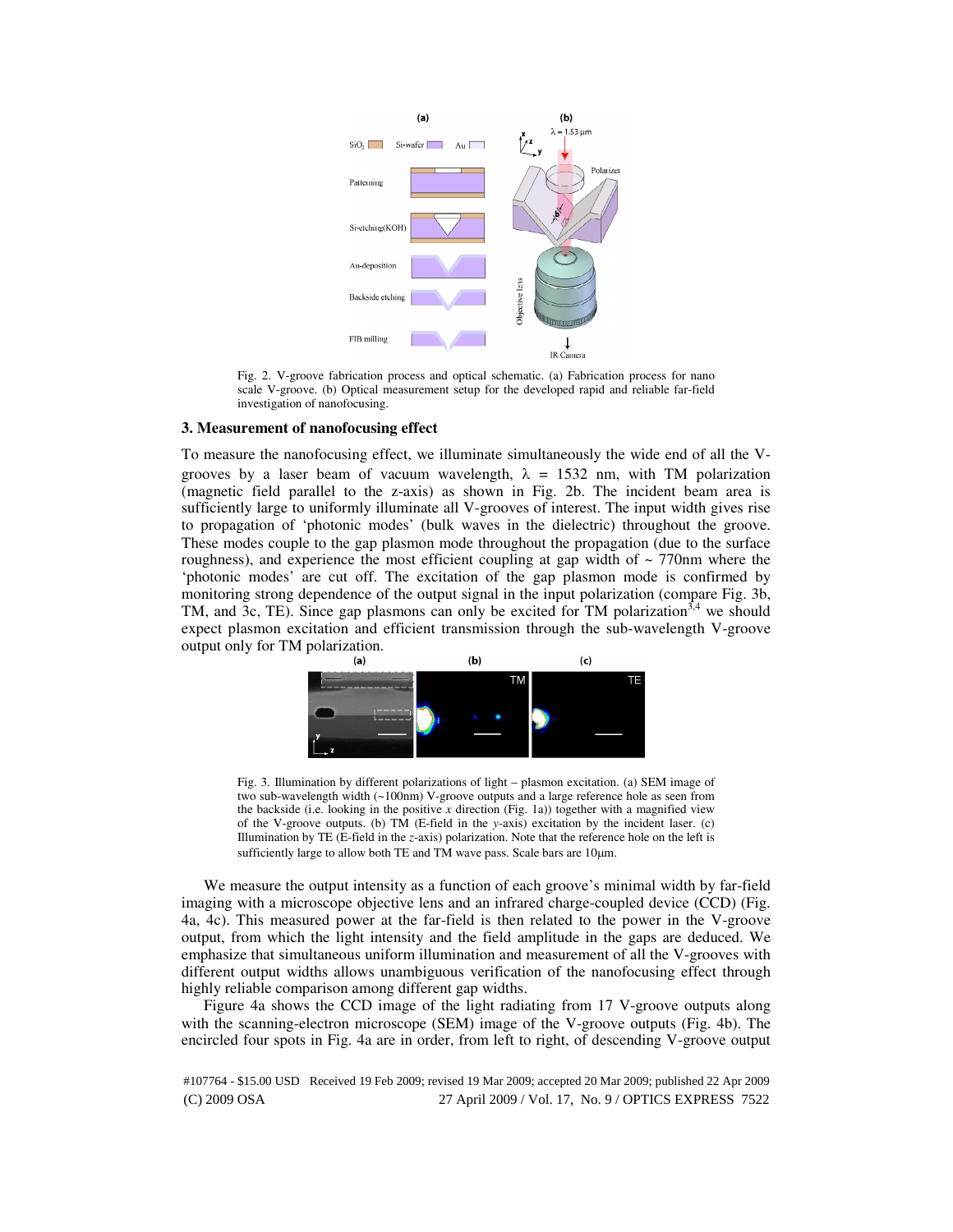Fig. 2. V-groove fabrication process and optical schematic. (a) Fabrication process for nano scale V-groove. (b) Optical measurement setup for the developed rapid and reliable far-field investigation of nanofocusing.

## 3. Measurement of nanofocusing effect

To measure the nanofocusing effect, we illuminate simultaneously the wide end of all the V-grooves by a laser beam of vacuum wavelength, $\lambda$ = 1532 nm, with TM polarization (magnetic field parallel to the z-axis) as shown in Fig. 2b. The incident beam area is sufficiently large to uniformly illuminate all V-grooves of interest. The input width gives rise to propagation of 'photonic modes' (bulk waves in the dielectric) throughout the groove. These modes couple to the gap plasmon mode throughout the propagation (due to the surface roughness), and experience the most efficient coupling at gap width of ~ 770nm where the 'photonic modes' are cut off. The excitation of the gap plasmon mode is confirmed by monitoring strong dependence of the output signal in the input polarization (compare Fig. 3b, TM, and 3c, TE). Since gap plasmons can only be excited for TM polarization[3,4] we should expect plasmon excitation and efficient transmission through the sub-wavelength V-groove output only for TM polarization.

Fig. 3. Illumination by different polarizations of light – plasmon excitation. (a) SEM image of two sub-wavelength width (~100nm) V-groove outputs and a large reference hole as seen from the backside (i.e. looking in the positive *x* direction (Fig. 1a)) together with a magnified view of the V-groove outputs. (b) TM (E-field in the *y*-axis) excitation by the incident laser. (c) Illumination by TE (E-field in the *z*-axis) polarization. Note that the reference hole on the left is sufficiently large to allow both TE and TM wave pass. Scale bars are 10μm.

We measure the output intensity as a function of each groove's minimal width by far-field imaging with a microscope objective lens and an infrared charge-coupled device (CCD) (Fig. 4a, 4c). This measured power at the far-field is then related to the power in the V-groove output, from which the light intensity and the field amplitude in the gaps are deduced. We emphasize that simultaneous uniform illumination and measurement of all the V-grooves with different output widths allows unambiguous verification of the nanofocusing effect through highly reliable comparison among different gap widths.

Figure 4a shows the CCD image of the light radiating from 17 V-groove outputs along with the scanning-electron microscope (SEM) image of the V-groove outputs (Fig. 4b). The encircled four spots in Fig. 4a are in order, from left to right, of descending V-groove output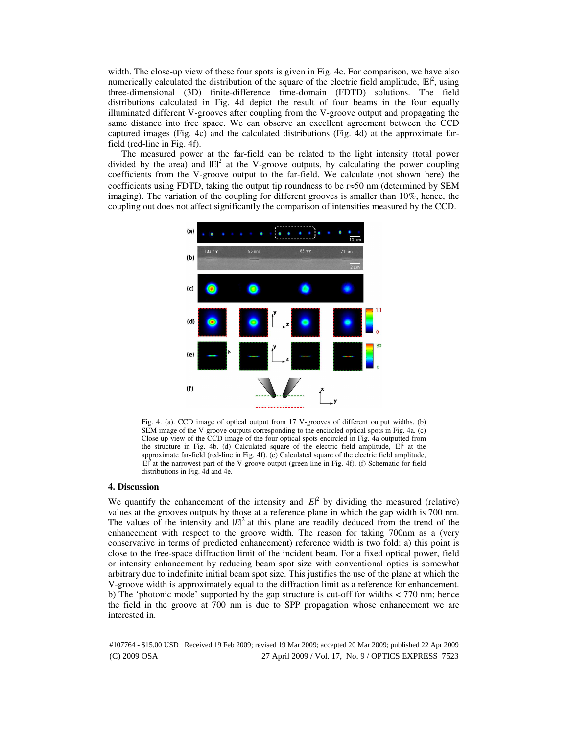width. The close-up view of these four spots is given in Fig. 4c. For comparison, we have also numerically calculated the distribution of the square of the electric field amplitude, $|E|^2$, using three-dimensional (3D) finite-difference time-domain (FDTD) solutions. The field distributions calculated in Fig. 4d depict the result of four beams in the four equally illuminated different V-grooves after coupling from the V-groove output and propagating the same distance into free space. We can observe an excellent agreement between the CCD captured images (Fig. 4c) and the calculated distributions (Fig. 4d) at the approximate far-field (red-line in Fig. 4f).

The measured power at the far-field can be related to the light intensity (total power divided by the area) and $|E|^2$ at the V-groove outputs, by calculating the power coupling coefficients from the V-groove output to the far-field. We calculate (not shown here) the coefficients using FDTD, taking the output tip roundness to be $r \approx 50$ nm (determined by SEM imaging). The variation of the coupling for different grooves is smaller than 10%, hence, the coupling out does not affect significantly the comparison of intensities measured by the CCD.

Fig. 4. (a). CCD image of optical output from 17 V-grooves of different output widths. (b) SEM image of the V-groove outputs corresponding to the encircled optical spots in Fig. 4a. (c) Close up view of the CCD image of the four optical spots encircled in Fig. 4a outputted from the structure in Fig. 4b. (d) Calculated square of the electric field amplitude, $|E|^2$ at the approximate far-field (red-line in Fig. 4f). (e) Calculated square of the electric field amplitude, $|E|^2$ at the narrowest part of the V-groove output (green line in Fig. 4f). (f) Schematic for field distributions in Fig. 4d and 4e.

## 4. Discussion

We quantify the enhancement of the intensity and $|E|^2$ by dividing the measured (relative) values at the grooves outputs by those at a reference plane in which the gap width is 700 nm. The values of the intensity and $|E|^2$ at this plane are readily deduced from the trend of the enhancement with respect to the groove width. The reason for taking 700nm as a (very conservative in terms of predicted enhancement) reference width is two fold: a) this point is close to the free-space diffraction limit of the incident beam. For a fixed optical power, field or intensity enhancement by reducing beam spot size with conventional optics is somewhat arbitrary due to indefinite initial beam spot size. This justifies the use of the plane at which the V-groove width is approximately equal to the diffraction limit as a reference for enhancement. b) The 'photonic mode' supported by the gap structure is cut-off for widths < 770 nm; hence the field in the groove at 700 nm is due to SPP propagation whose enhancement we are interested in.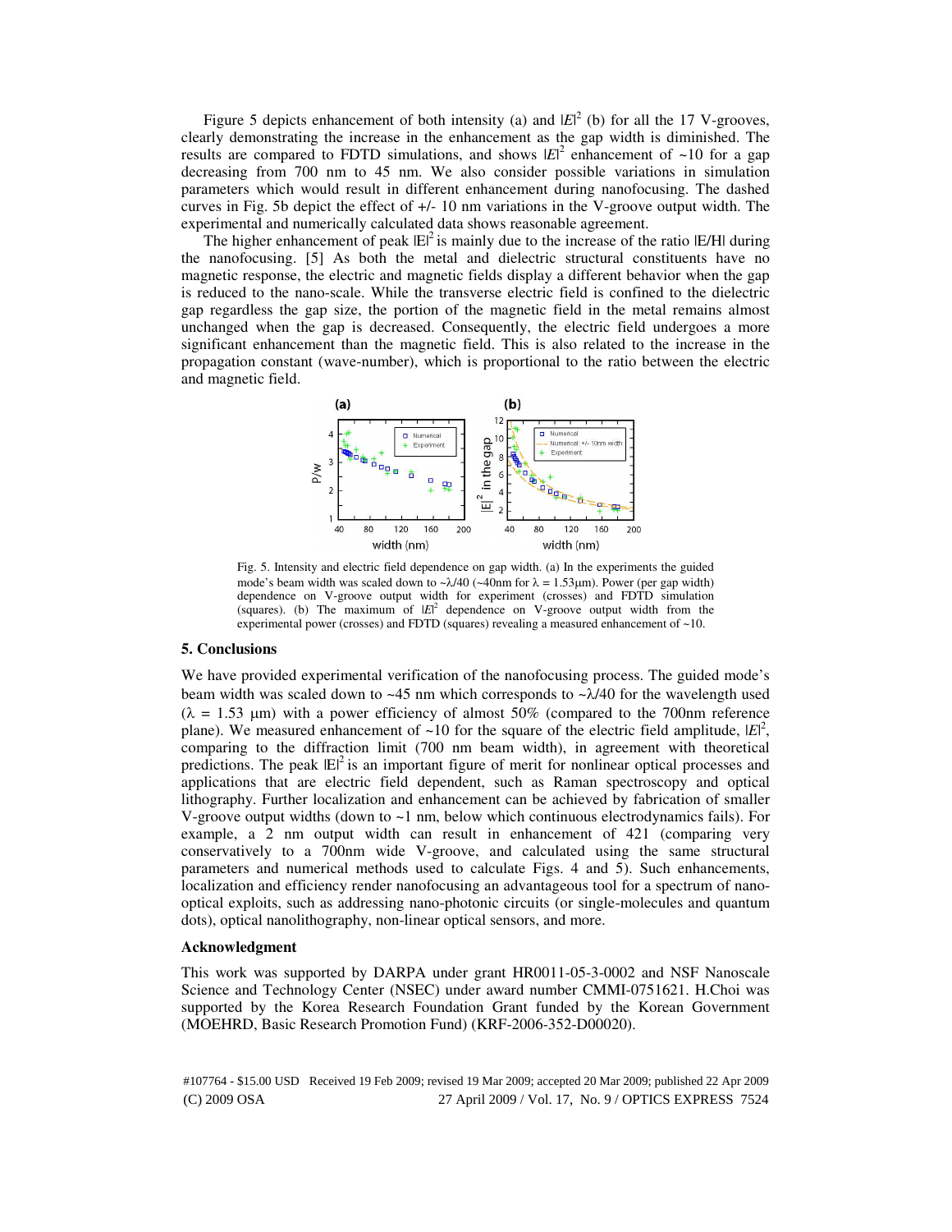Figure 5 depicts enhancement of both intensity (a) and $|E|^2$ (b) for all the 17 V-grooves, clearly demonstrating the increase in the enhancement as the gap width is diminished. The results are compared to FDTD simulations, and shows $|E|^2$ enhancement of ~10 for a gap decreasing from 700 nm to 45 nm. We also consider possible variations in simulation parameters which would result in different enhancement during nanofocusing. The dashed curves in Fig. 5b depict the effect of +/- 10 nm variations in the V-groove output width. The experimental and numerically calculated data shows reasonable agreement.

The higher enhancement of peak $|E|^2$ is mainly due to the increase of the ratio $|E/H|$ during the nanofocusing. [5] As both the metal and dielectric structural constituents have no magnetic response, the electric and magnetic fields display a different behavior when the gap is reduced to the nano-scale. While the transverse electric field is confined to the dielectric gap regardless the gap size, the portion of the magnetic field in the metal remains almost unchanged when the gap is decreased. Consequently, the electric field undergoes a more significant enhancement than the magnetic field. This is also related to the increase in the propagation constant (wave-number), which is proportional to the ratio between the electric and magnetic field.

(a)
P/w
width (nm)
Numerical
Experiment
1 2 3 4
40 80 120 160 200

(b)
$|E|^2$ in the gap
width (nm)
Numerical
Numerical: +/- 10nm width
Experiment
2 4 6 8 10 12
40 80 120 160 200

Fig. 5. Intensity and electric field dependence on gap width. (a) In the experiments the guided mode's beam width was scaled down to ~$\lambda$/40 (~40nm for $\lambda$ = 1.53μm). Power (per gap width) dependence on V-groove output width for experiment (crosses) and FDTD simulation (squares). (b) The maximum of $|E|^2$ dependence on V-groove output width from the experimental power (crosses) and FDTD (squares) revealing a measured enhancement of ~10.

## 5. Conclusions

We have provided experimental verification of the nanofocusing process. The guided mode's beam width was scaled down to ~45 nm which corresponds to ~$\lambda$/40 for the wavelength used ($\lambda$ = 1.53 μm) with a power efficiency of almost 50% (compared to the 700nm reference plane). We measured enhancement of ~10 for the square of the electric field amplitude, $|E|^2$, comparing to the diffraction limit (700 nm beam width), in agreement with theoretical predictions. The peak $|E|^2$ is an important figure of merit for nonlinear optical processes and applications that are electric field dependent, such as Raman spectroscopy and optical lithography. Further localization and enhancement can be achieved by fabrication of smaller V-groove output widths (down to ~1 nm, below which continuous electrodynamics fails). For example, a 2 nm output width can result in enhancement of 421 (comparing very conservatively to a 700nm wide V-groove, and calculated using the same structural parameters and numerical methods used to calculate Figs. 4 and 5). Such enhancements, localization and efficiency render nanofocusing an advantageous tool for a spectrum of nano-optical exploits, such as addressing nano-photonic circuits (or single-molecules and quantum dots), optical nanolithography, non-linear optical sensors, and more.

## Acknowledgment

This work was supported by DARPA under grant HR0011-05-3-0002 and NSF Nanoscale Science and Technology Center (NSEC) under award number CMMI-0751621. H.Choi was supported by the Korea Research Foundation Grant funded by the Korean Government (MOEHRD, Basic Research Promotion Fund) (KRF-2006-352-D00020).

#107764 - $15.00 USD Received 19 Feb 2009; revised 19 Mar 2009; accepted 20 Mar 2009; published 22 Apr 2009